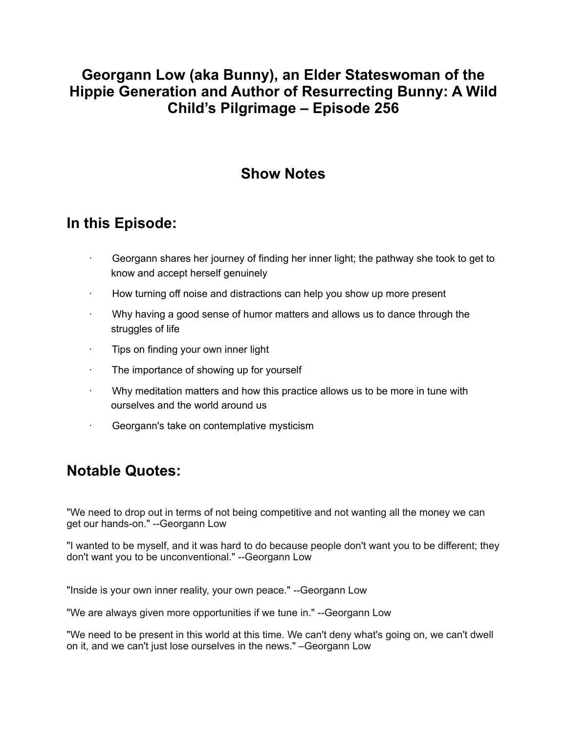# Georgann Low (aka Bunny), an Elder Stateswoman of the Hippie Generation and Author of Resurrecting Bunny: A Wild Child's Pilgrimage – Episode 256

## Show Notes

## In this Episode:

- Georgann shares her journey of finding her inner light; the pathway she took to get to know and accept herself genuinely
- How turning off noise and distractions can help you show up more present
- Why having a good sense of humor matters and allows us to dance through the struggles of life
- Tips on finding your own inner light
- The importance of showing up for yourself
- Why meditation matters and how this practice allows us to be more in tune with ourselves and the world around us
- Georgann's take on contemplative mysticism

## Notable Quotes:

"We need to drop out in terms of not being competitive and not wanting all the money we can get our hands-on." --Georgann Low

"I wanted to be myself, and it was hard to do because people don't want you to be different; they don't want you to be unconventional." --Georgann Low

"Inside is your own inner reality, your own peace." --Georgann Low

"We are always given more opportunities if we tune in." --Georgann Low

"We need to be present in this world at this time. We can't deny what's going on, we can't dwell on it, and we can't just lose ourselves in the news." –Georgann Low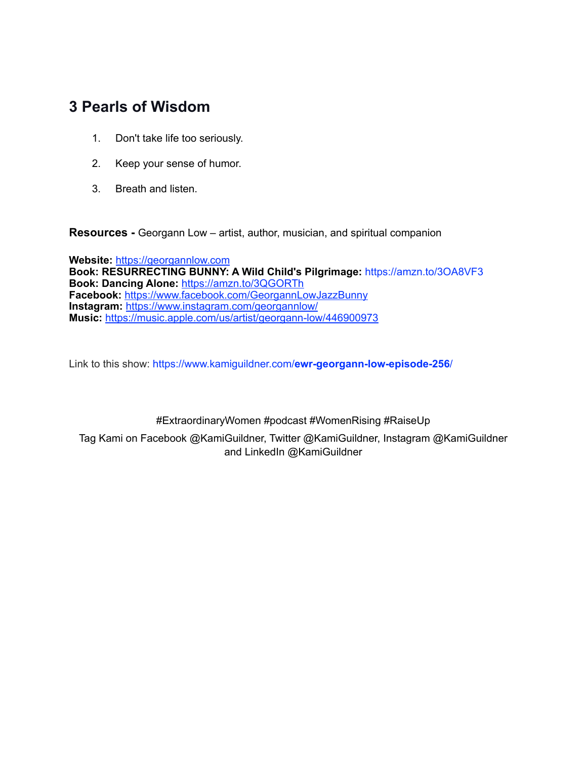## 3 Pearls of Wisdom

1. Don't take life too seriously.
2. Keep your sense of humor.
3. Breath and listen.

**Resources -** Georgann Low – artist, author, musician, and spiritual companion

**Website:** https://georgannlow.com
**Book: RESURRECTING BUNNY: A Wild Child's Pilgrimage:** https://amzn.to/3OA8VF3
**Book: Dancing Alone:** https://amzn.to/3QGORTh
**Facebook:** https://www.facebook.com/GeorgannLowJazzBunny
**Instagram:** https://www.instagram.com/georgannlow/
**Music:** https://music.apple.com/us/artist/georgann-low/446900973

Link to this show: https://www.kamiguildner.com/**ewr-georgann-low-episode-256**/

#ExtraordinaryWomen #podcast #WomenRising #RaiseUp

Tag Kami on Facebook @KamiGuildner, Twitter @KamiGuildner, Instagram @KamiGuildner and LinkedIn @KamiGuildner